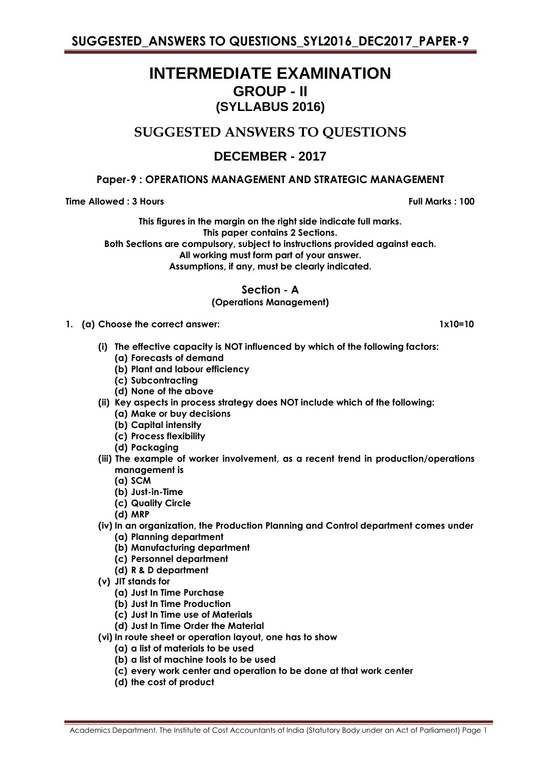# INTERMEDIATE EXAMINATION

## GROUP - II

## (SYLLABUS 2016)

## SUGGESTED ANSWERS TO QUESTIONS

## DECEMBER - 2017

### Paper-9 : OPERATIONS MANAGEMENT AND STRATEGIC MANAGEMENT

**Time Allowed : 3 Hours** **Full Marks : 100**

**This figures in the margin on the right side indicate full marks.**
**This paper contains 2 Sections.**
**Both Sections are compulsory, subject to instructions provided against each.**
**All working must form part of your answer.**
**Assumptions, if any, must be clearly indicated.**

### Section - A

**(Operations Management)**

**1. (a) Choose the correct answer:** **1x10=10**

**(i) The effective capacity is NOT influenced by which of the following factors:**
- **(a) Forecasts of demand**
- **(b) Plant and labour efficiency**
- **(c) Subcontracting**
- **(d) None of the above**

**(ii) Key aspects in process strategy does NOT include which of the following:**
- **(a) Make or buy decisions**
- **(b) Capital intensity**
- **(c) Process flexibility**
- **(d) Packaging**

**(iii) The example of worker involvement, as a recent trend in production/operations management is**
- **(a) SCM**
- **(b) Just-in-Time**
- **(c) Quality Circle**
- **(d) MRP**

**(iv) In an organization, the Production Planning and Control department comes under**
- **(a) Planning department**
- **(b) Manufacturing department**
- **(c) Personnel department**
- **(d) R & D department**

**(v) JIT stands for**
- **(a) Just In Time Purchase**
- **(b) Just In Time Production**
- **(c) Just In Time use of Materials**
- **(d) Just In Time Order the Material**

**(vi) In route sheet or operation layout, one has to show**
- **(a) a list of materials to be used**
- **(b) a list of machine tools to be used**
- **(c) every work center and operation to be done at that work center**
- **(d) the cost of product**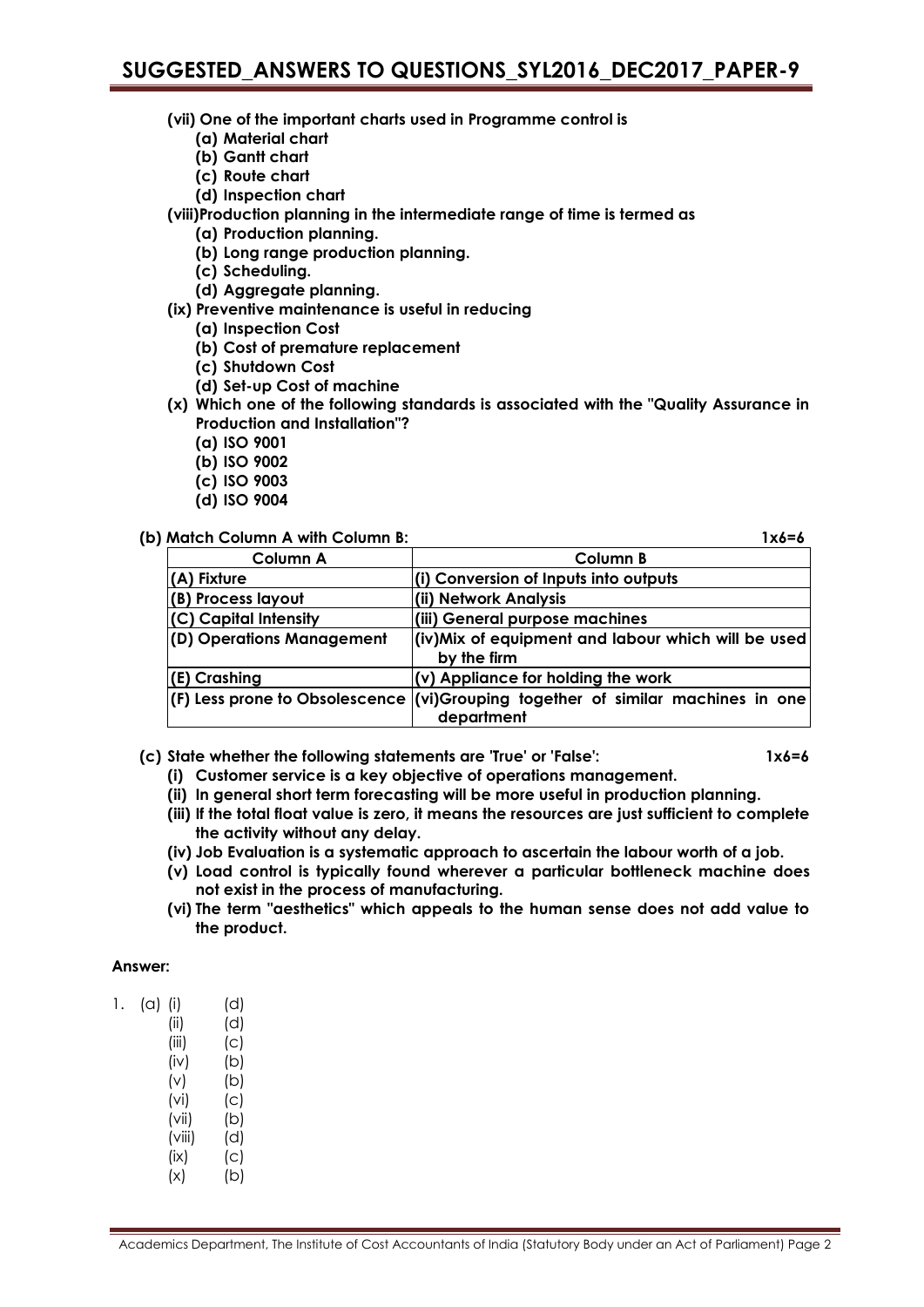**(vii) One of the important charts used in Programme control is**

- **(a) Material chart**
- **(b) Gantt chart**
- **(c) Route chart**
- **(d) Inspection chart**

**(viii) Production planning in the intermediate range of time is termed as**

- **(a) Production planning.**
- **(b) Long range production planning.**
- **(c) Scheduling.**
- **(d) Aggregate planning.**

**(ix) Preventive maintenance is useful in reducing**

- **(a) Inspection Cost**
- **(b) Cost of premature replacement**
- **(c) Shutdown Cost**
- **(d) Set-up Cost of machine**

**(x) Which one of the following standards is associated with the "Quality Assurance in Production and Installation"?**

- **(a) ISO 9001**
- **(b) ISO 9002**
- **(c) ISO 9003**
- **(d) ISO 9004**

**(b) Match Column A with Column B:** **1x6=6**

| Column A | Column B |
|---|---|
| (A) Fixture | (i) Conversion of Inputs into outputs |
| (B) Process layout | (ii) Network Analysis |
| (C) Capital Intensity | (iii) General purpose machines |
| (D) Operations Management | (iv) Mix of equipment and labour which will be used by the firm |
| (E) Crashing | (v) Appliance for holding the work |
| (F) Less prone to Obsolescence | (vi) Grouping together of similar machines in one department |

**(c) State whether the following statements are 'True' or 'False':** **1x6=6**

- **(i) Customer service is a key objective of operations management.**
- **(ii) In general short term forecasting will be more useful in production planning.**
- **(iii) If the total float value is zero, it means the resources are just sufficient to complete the activity without any delay.**
- **(iv) Job Evaluation is a systematic approach to ascertain the labour worth of a job.**
- **(v) Load control is typically found wherever a particular bottleneck machine does not exist in the process of manufacturing.**
- **(vi) The term "aesthetics" which appeals to the human sense does not add value to the product.**

**Answer:**

1. (a)

| | |
|---|---|
| (i) | (d) |
| (ii) | (d) |
| (iii) | (c) |
| (iv) | (b) |
| (v) | (b) |
| (vi) | (c) |
| (vii) | (b) |
| (viii) | (d) |
| (ix) | (c) |
| (x) | (b) |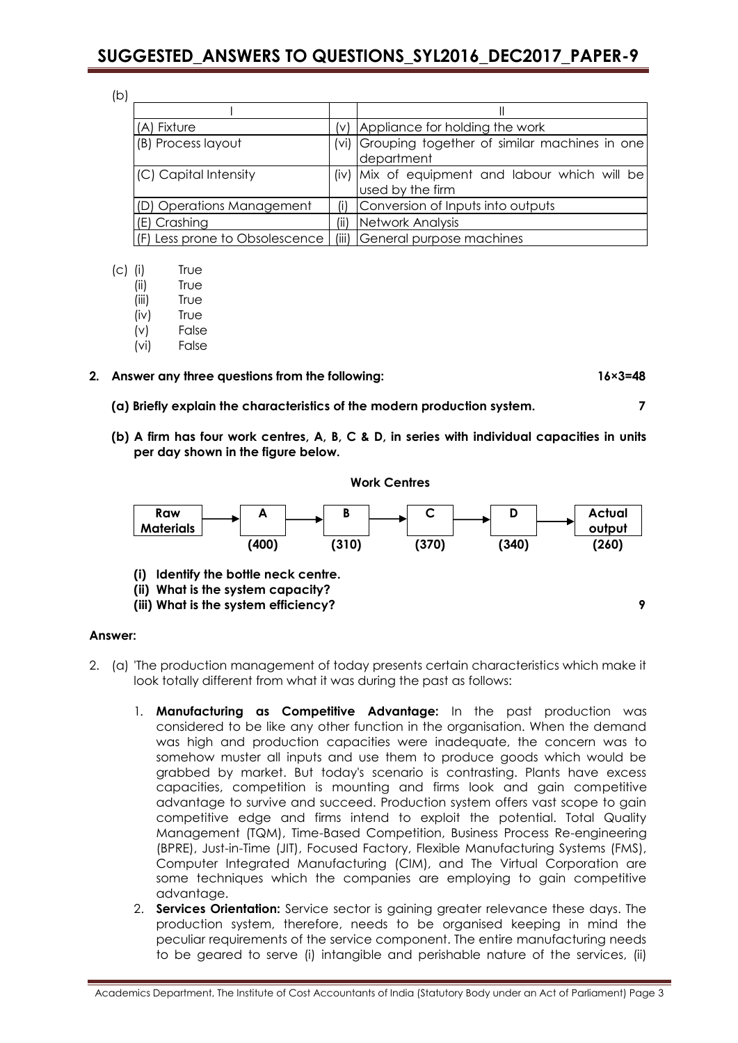(b)

| I | | II |
|---|---|---|
| (A) Fixture | (v) | Appliance for holding the work |
| (B) Process layout | (vi) | Grouping together of similar machines in one department |
| (C) Capital Intensity | (iv) | Mix of equipment and labour which will be used by the firm |
| (D) Operations Management | (i) | Conversion of Inputs into outputs |
| (E) Crashing | (ii) | Network Analysis |
| (F) Less prone to Obsolescence | (iii) | General purpose machines |

(c) (i) True
(ii) True
(iii) True
(iv) True
(v) False
(vi) False

**2. Answer any three questions from the following: 16×3=48**

**(a) Briefly explain the characteristics of the modern production system. 7**

**(b) A firm has four work centres, A, B, C & D, in series with individual capacities in units per day shown in the figure below.**

**Work Centres**

**Raw Materials** → **A (400)** → **B (310)** → **C (370)** → **D (340)** → **Actual output (260)**

**(i) Identify the bottle neck centre.**
**(ii) What is the system capacity?**
**(iii) What is the system efficiency? 9**

**Answer:**

2. (a) 'The production management of today presents certain characteristics which make it look totally different from what it was during the past as follows:

1. **Manufacturing as Competitive Advantage:** In the past production was considered to be like any other function in the organisation. When the demand was high and production capacities were inadequate, the concern was to somehow muster all inputs and use them to produce goods which would be grabbed by market. But today's scenario is contrasting. Plants have excess capacities, competition is mounting and firms look and gain competitive advantage to survive and succeed. Production system offers vast scope to gain competitive edge and firms intend to exploit the potential. Total Quality Management (TQM), Time-Based Competition, Business Process Re-engineering (BPRE), Just-in-Time (JIT), Focused Factory, Flexible Manufacturing Systems (FMS), Computer Integrated Manufacturing (CIM), and The Virtual Corporation are some techniques which the companies are employing to gain competitive advantage.
2. **Services Orientation:** Service sector is gaining greater relevance these days. The production system, therefore, needs to be organised keeping in mind the peculiar requirements of the service component. The entire manufacturing needs to be geared to serve (i) intangible and perishable nature of the services, (ii)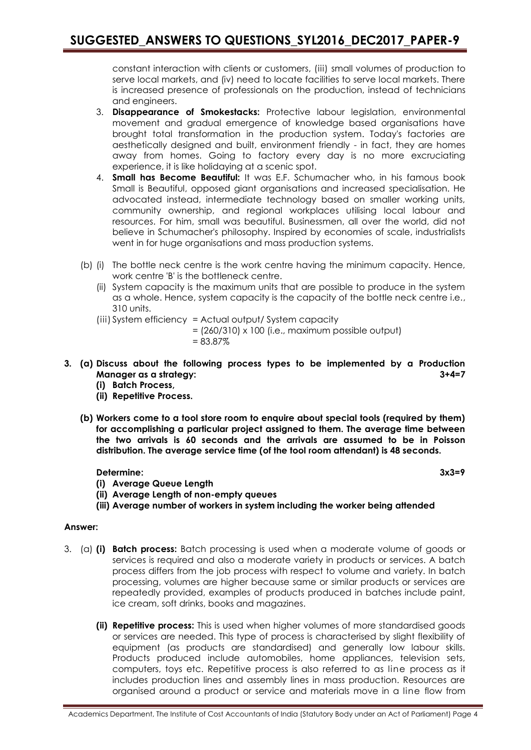constant interaction with clients or customers, (iii) small volumes of production to serve local markets, and (iv) need to locate facilities to serve local markets. There is increased presence of professionals on the production, instead of technicians and engineers.

3. **Disappearance of Smokestacks:** Protective labour legislation, environmental movement and gradual emergence of knowledge based organisations have brought total transformation in the production system. Today's factories are aesthetically designed and built, environment friendly - in fact, they are homes away from homes. Going to factory every day is no more excruciating experience, it is like holidaying at a scenic spot.
4. **Small has Become Beautiful:** It was E.F. Schumacher who, in his famous book Small is Beautiful, opposed giant organisations and increased specialisation. He advocated instead, intermediate technology based on smaller working units, community ownership, and regional workplaces utilising local labour and resources. For him, small was beautiful. Businessmen, all over the world, did not believe in Schumacher's philosophy. Inspired by economies of scale, industrialists went in for huge organisations and mass production systems.

(b) (i) The bottle neck centre is the work centre having the minimum capacity. Hence, work centre 'B' is the bottleneck centre.

(ii) System capacity is the maximum units that are possible to produce in the system as a whole. Hence, system capacity is the capacity of the bottle neck centre i.e., 310 units.

(iii) System efficiency = Actual output/ System capacity
= (260/310) x 100 (i.e., maximum possible output)
= 83.87%

**3. (a) Discuss about the following process types to be implemented by a Production Manager as a strategy: 3+4=7**

**(i) Batch Process,**

**(ii) Repetitive Process.**

**(b) Workers come to a tool store room to enquire about special tools (required by them) for accomplishing a particular project assigned to them. The average time between the two arrivals is 60 seconds and the arrivals are assumed to be in Poisson distribution. The average service time (of the tool room attendant) is 48 seconds.**

**Determine: 3x3=9**

**(i) Average Queue Length**

**(ii) Average Length of non-empty queues**

**(iii) Average number of workers in system including the worker being attended**

**Answer:**

3. (a) **(i) Batch process:** Batch processing is used when a moderate volume of goods or services is required and also a moderate variety in products or services. A batch process differs from the job process with respect to volume and variety. In batch processing, volumes are higher because same or similar products or services are repeatedly provided, examples of products produced in batches include paint, ice cream, soft drinks, books and magazines.

**(ii) Repetitive process:** This is used when higher volumes of more standardised goods or services are needed. This type of process is characterised by slight flexibility of equipment (as products are standardised) and generally low labour skills. Products produced include automobiles, home appliances, television sets, computers, toys etc. Repetitive process is also referred to as line process as it includes production lines and assembly lines in mass production. Resources are organised around a product or service and materials move in a line flow from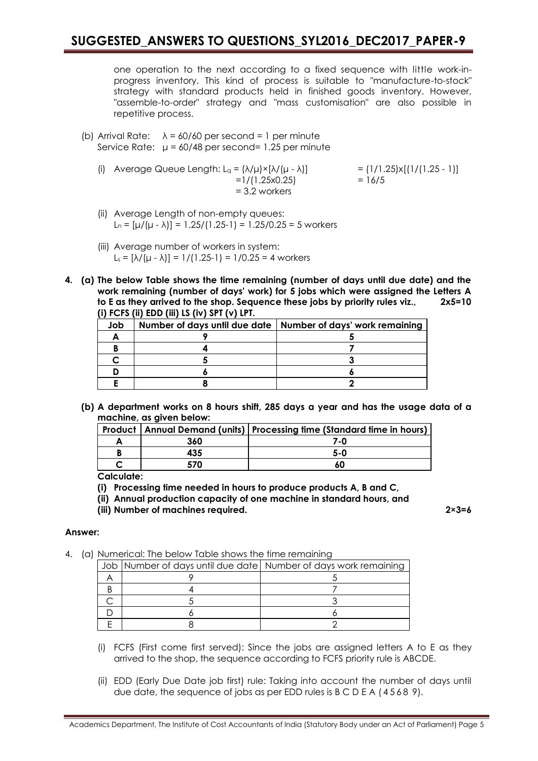one operation to the next according to a fixed sequence with little work-in-progress inventory. This kind of process is suitable to "manufacture-to-stock" strategy with standard products held in finished goods inventory. However, "assemble-to-order" strategy and "mass customisation" are also possible in repetitive process.

(b) Arrival Rate: $\lambda$ = 60/60 per second = 1 per minute
Service Rate: $\mu$ = 60/48 per second= 1.25 per minute

(i) Average Queue Length: $L_q = (\lambda/\mu)\times[\lambda/(\mu - \lambda)]$ $= (1/1.25)x[(1/(1.25 - 1)]$
$=1/(1.25x0.25)$ $= 16/5$
$= 3.2$ workers

(ii) Average Length of non-empty queues:
$L_n = [\mu/(\mu - \lambda)] = 1.25/(1.25-1) = 1.25/0.25 = 5$ workers

(iii) Average number of workers in system:
$L_s = [\lambda/(\mu - \lambda)] = 1/(1.25-1) = 1/0.25 = 4$ workers

**4. (a) The below Table shows the time remaining (number of days until due date) and the work remaining (number of days' work) for 5 jobs which were assigned the Letters A to E as they arrived to the shop. Sequence these jobs by priority rules viz., (i) FCFS (ii) EDD (iii) LS (iv) SPT (v) LPT.** **2x5=10**

| Job | Number of days until due date | Number of days' work remaining |
|---|---|---|
| A | 9 | 5 |
| B | 4 | 7 |
| C | 5 | 3 |
| D | 6 | 6 |
| E | 8 | 2 |

**(b) A department works on 8 hours shift, 285 days a year and has the usage data of a machine, as given below:**

| Product | Annual Demand (units) | Processing time (Standard time in hours) |
|---|---|---|
| A | 360 | 7-0 |
| B | 435 | 5-0 |
| C | 570 | 60 |

**Calculate:**

**(i) Processing time needed in hours to produce products A, B and C,**

**(ii) Annual production capacity of one machine in standard hours, and**

**(iii) Number of machines required.** **2×3=6**

**Answer:**

4. (a) Numerical: The below Table shows the time remaining

| Job | Number of days until due date | Number of days work remaining |
|---|---|---|
| A | 9 | 5 |
| B | 4 | 7 |
| C | 5 | 3 |
| D | 6 | 6 |
| E | 8 | 2 |

(i) FCFS (First come first served): Since the jobs are assigned letters A to E as they arrived to the shop, the sequence according to FCFS priority rule is ABCDE.

(ii) EDD (Early Due Date job first) rule: Taking into account the number of days until due date, the sequence of jobs as per EDD rules is B C D E A ( 4 5 6 8 9).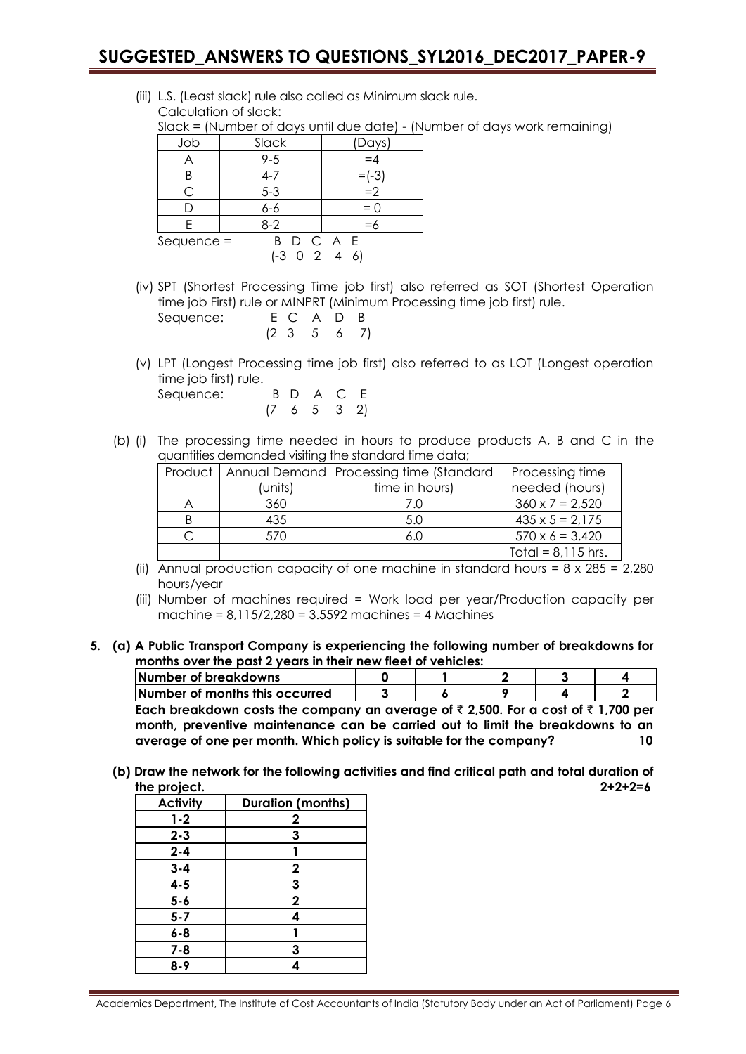(iii) L.S. (Least slack) rule also called as Minimum slack rule.

Calculation of slack:

Slack = (Number of days until due date) - (Number of days work remaining)

| Job | Slack | (Days) |
|---|---|---|
| A | 9-5 | =4 |
| B | 4-7 | =(-3) |
| C | 5-3 | =2 |
| D | 6-6 | = 0 |
| E | 8-2 | =6 |

Sequence = B D C A E
(-3 0 2 4 6)

(iv) SPT (Shortest Processing Time job first) also referred as SOT (Shortest Operation time job First) rule or MINPRT (Minimum Processing time job first) rule.

Sequence: E C A D B
(2 3 5 6 7)

(v) LPT (Longest Processing time job first) also referred to as LOT (Longest operation time job first) rule.

Sequence: B D A C E
(7 6 5 3 2)

(b) (i) The processing time needed in hours to produce products A, B and C in the quantities demanded visiting the standard time data;

| Product | Annual Demand (units) | Processing time (Standard time in hours) | Processing time needed (hours) |
|---|---|---|---|
| A | 360 | 7.0 | 360 x 7 = 2,520 |
| B | 435 | 5.0 | 435 x 5 = 2,175 |
| C | 570 | 6.0 | 570 x 6 = 3,420 |
| | | | Total = 8,115 hrs. |

(ii) Annual production capacity of one machine in standard hours = 8 x 285 = 2,280 hours/year

(iii) Number of machines required = Work load per year/Production capacity per machine = 8,115/2,280 = 3.5592 machines = 4 Machines

**5. (a) A Public Transport Company is experiencing the following number of breakdowns for months over the past 2 years in their new fleet of vehicles:**

| Number of breakdowns | 0 | 1 | 2 | 3 | 4 |
|---|---|---|---|---|---|
| Number of months this occurred | 3 | 6 | 9 | 4 | 2 |

**Each breakdown costs the company an average of ₹ 2,500. For a cost of ₹ 1,700 per month, preventive maintenance can be carried out to limit the breakdowns to an average of one per month. Which policy is suitable for the company?** **10**

**(b) Draw the network for the following activities and find critical path and total duration of the project.** **2+2+2=6**

| Activity | Duration (months) |
|---|---|
| 1-2 | 2 |
| 2-3 | 3 |
| 2-4 | 1 |
| 3-4 | 2 |
| 4-5 | 3 |
| 5-6 | 2 |
| 5-7 | 4 |
| 6-8 | 1 |
| 7-8 | 3 |
| 8-9 | 4 |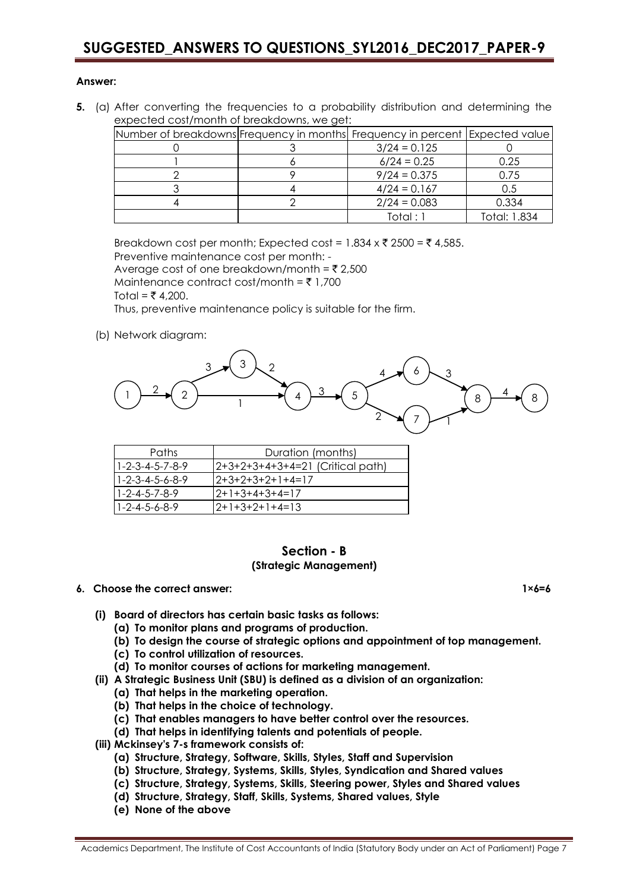**Answer:**

**5.** (a) After converting the frequencies to a probability distribution and determining the expected cost/month of breakdowns, we get:

| Number of breakdowns | Frequency in months | Frequency in percent | Expected value |
|---|---|---|---|
| 0 | 3 | 3/24 = 0.125 | 0 |
| 1 | 6 | 6/24 = 0.25 | 0.25 |
| 2 | 9 | 9/24 = 0.375 | 0.75 |
| 3 | 4 | 4/24 = 0.167 | 0.5 |
| 4 | 2 | 2/24 = 0.083 | 0.334 |
| | | Total : 1 | Total: 1.834 |

Breakdown cost per month; Expected cost = 1.834 x ₹ 2500 = ₹ 4,585.

Preventive maintenance cost per month: -

Average cost of one breakdown/month = ₹ 2,500

Maintenance contract cost/month = ₹ 1,700

Total = ₹ 4,200.

Thus, preventive maintenance policy is suitable for the firm.

(b) Network diagram:

| Paths | Duration (months) |
|---|---|
| 1-2-3-4-5-7-8-9 | 2+3+2+3+4+3+4=21 (Critical path) |
| 1-2-3-4-5-6-8-9 | 2+3+2+3+2+1+4=17 |
| 1-2-4-5-7-8-9 | 2+1+3+4+3+4=17 |
| 1-2-4-5-6-8-9 | 2+1+3+2+1+4=13 |

## Section - B
### (Strategic Management)

**6. Choose the correct answer: 1×6=6**

**(i) Board of directors has certain basic tasks as follows:**
- **(a) To monitor plans and programs of production.**
- **(b) To design the course of strategic options and appointment of top management.**
- **(c) To control utilization of resources.**
- **(d) To monitor courses of actions for marketing management.**

**(ii) A Strategic Business Unit (SBU) is defined as a division of an organization:**
- **(a) That helps in the marketing operation.**
- **(b) That helps in the choice of technology.**
- **(c) That enables managers to have better control over the resources.**
- **(d) That helps in identifying talents and potentials of people.**

**(iii) Mckinsey's 7-s framework consists of:**
- **(a) Structure, Strategy, Software, Skills, Styles, Staff and Supervision**
- **(b) Structure, Strategy, Systems, Skills, Styles, Syndication and Shared values**
- **(c) Structure, Strategy, Systems, Skills, Steering power, Styles and Shared values**
- **(d) Structure, Strategy, Staff, Skills, Systems, Shared values, Style**
- **(e) None of the above**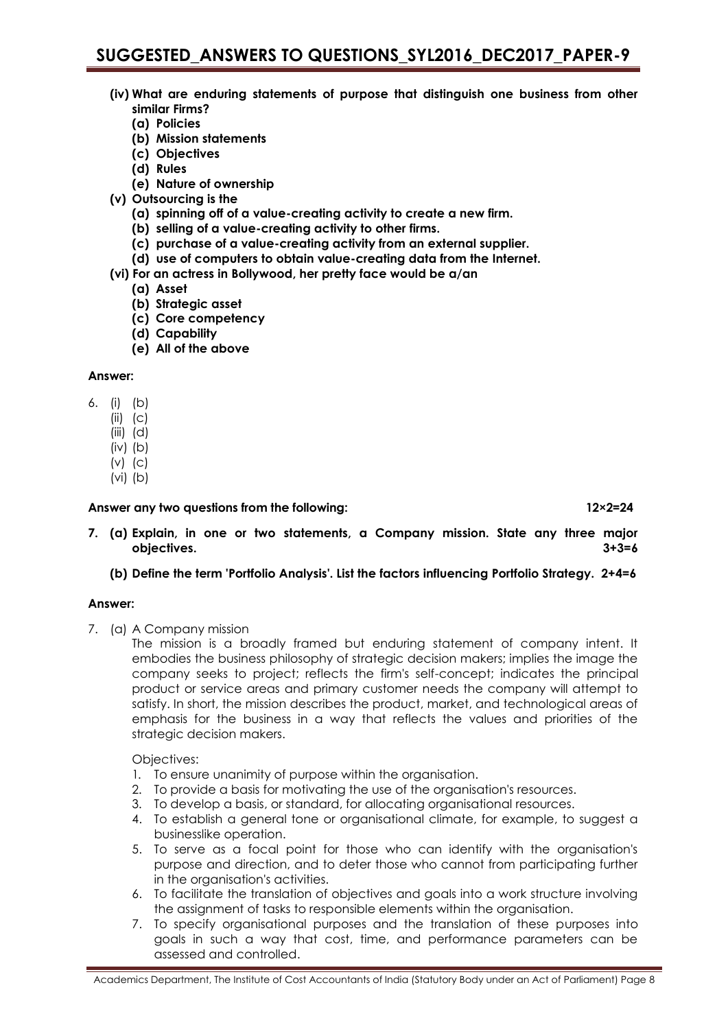**(iv) What are enduring statements of purpose that distinguish one business from other similar Firms?**

**(a) Policies**

**(b) Mission statements**

**(c) Objectives**

**(d) Rules**

**(e) Nature of ownership**

**(v) Outsourcing is the**

**(a) spinning off of a value-creating activity to create a new firm.**

**(b) selling of a value-creating activity to other firms.**

**(c) purchase of a value-creating activity from an external supplier.**

**(d) use of computers to obtain value-creating data from the Internet.**

**(vi) For an actress in Bollywood, her pretty face would be a/an**

**(a) Asset**

**(b) Strategic asset**

**(c) Core competency**

**(d) Capability**

**(e) All of the above**

**Answer:**

6. (i) (b)
   (ii) (c)
   (iii) (d)
   (iv) (b)
   (v) (c)
   (vi) (b)

**Answer any two questions from the following: 12×2=24**

**7. (a) Explain, in one or two statements, a Company mission. State any three major objectives. 3+3=6**

**(b) Define the term 'Portfolio Analysis'. List the factors influencing Portfolio Strategy. 2+4=6**

**Answer:**

7. (a) A Company mission

The mission is a broadly framed but enduring statement of company intent. It embodies the business philosophy of strategic decision makers; implies the image the company seeks to project; reflects the firm's self-concept; indicates the principal product or service areas and primary customer needs the company will attempt to satisfy. In short, the mission describes the product, market, and technological areas of emphasis for the business in a way that reflects the values and priorities of the strategic decision makers.

Objectives:

1. To ensure unanimity of purpose within the organisation.
2. To provide a basis for motivating the use of the organisation's resources.
3. To develop a basis, or standard, for allocating organisational resources.
4. To establish a general tone or organisational climate, for example, to suggest a businesslike operation.
5. To serve as a focal point for those who can identify with the organisation's purpose and direction, and to deter those who cannot from participating further in the organisation's activities.
6. To facilitate the translation of objectives and goals into a work structure involving the assignment of tasks to responsible elements within the organisation.
7. To specify organisational purposes and the translation of these purposes into goals in such a way that cost, time, and performance parameters can be assessed and controlled.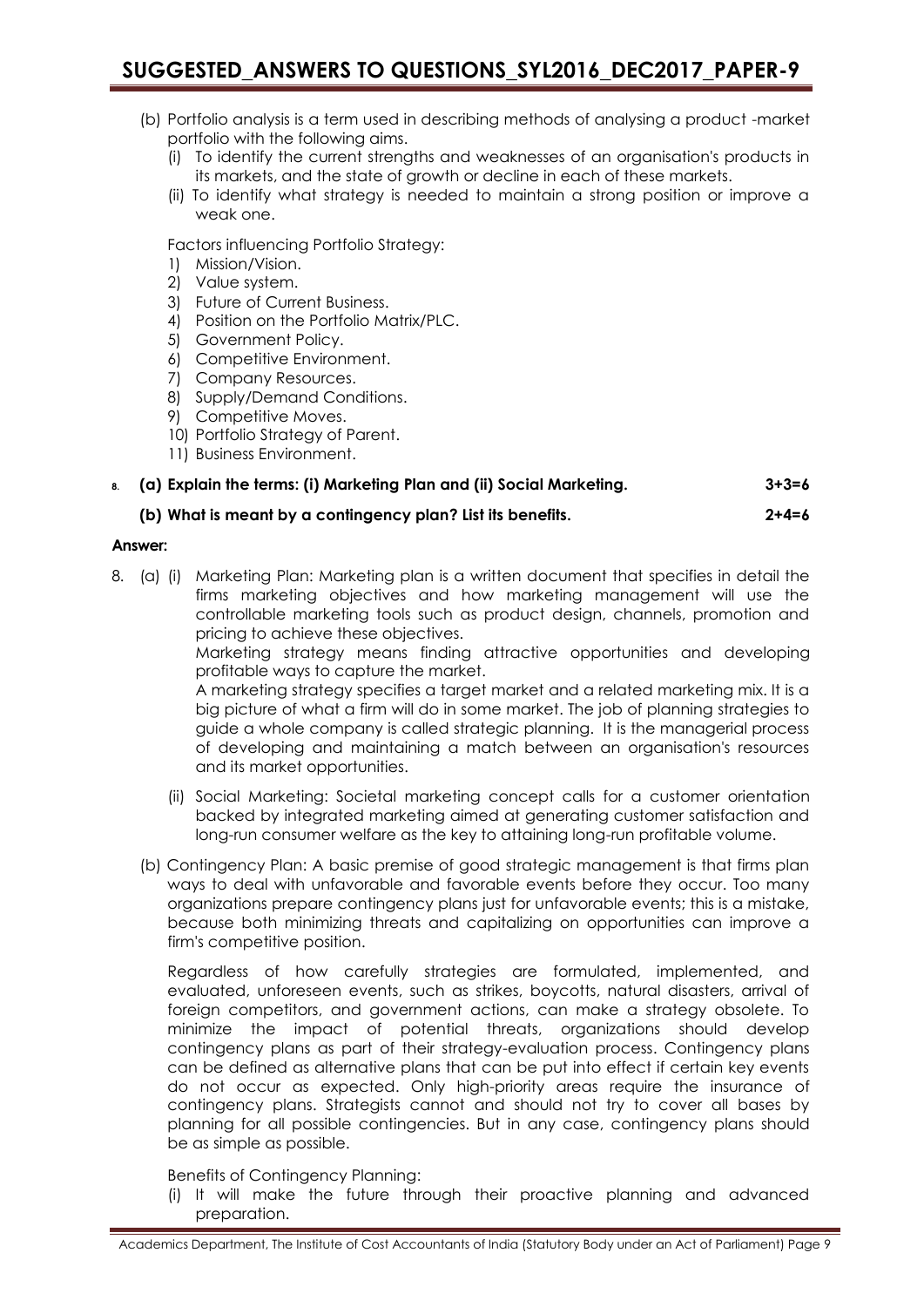(b) Portfolio analysis is a term used in describing methods of analysing a product -market portfolio with the following aims.

(i) To identify the current strengths and weaknesses of an organisation's products in its markets, and the state of growth or decline in each of these markets.

(ii) To identify what strategy is needed to maintain a strong position or improve a weak one.

Factors influencing Portfolio Strategy:

1) Mission/Vision.
2) Value system.
3) Future of Current Business.
4) Position on the Portfolio Matrix/PLC.
5) Government Policy.
6) Competitive Environment.
7) Company Resources.
8) Supply/Demand Conditions.
9) Competitive Moves.
10) Portfolio Strategy of Parent.
11) Business Environment.

**8. (a) Explain the terms: (i) Marketing Plan and (ii) Social Marketing. 3+3=6**

**(b) What is meant by a contingency plan? List its benefits. 2+4=6**

**Answer:**

8. (a) (i) Marketing Plan: Marketing plan is a written document that specifies in detail the firms marketing objectives and how marketing management will use the controllable marketing tools such as product design, channels, promotion and pricing to achieve these objectives.

Marketing strategy means finding attractive opportunities and developing profitable ways to capture the market.

A marketing strategy specifies a target market and a related marketing mix. It is a big picture of what a firm will do in some market. The job of planning strategies to guide a whole company is called strategic planning. It is the managerial process of developing and maintaining a match between an organisation's resources and its market opportunities.

(ii) Social Marketing: Societal marketing concept calls for a customer orientation backed by integrated marketing aimed at generating customer satisfaction and long-run consumer welfare as the key to attaining long-run profitable volume.

(b) Contingency Plan: A basic premise of good strategic management is that firms plan ways to deal with unfavorable and favorable events before they occur. Too many organizations prepare contingency plans just for unfavorable events; this is a mistake, because both minimizing threats and capitalizing on opportunities can improve a firm's competitive position.

Regardless of how carefully strategies are formulated, implemented, and evaluated, unforeseen events, such as strikes, boycotts, natural disasters, arrival of foreign competitors, and government actions, can make a strategy obsolete. To minimize the impact of potential threats, organizations should develop contingency plans as part of their strategy-evaluation process. Contingency plans can be defined as alternative plans that can be put into effect if certain key events do not occur as expected. Only high-priority areas require the insurance of contingency plans. Strategists cannot and should not try to cover all bases by planning for all possible contingencies. But in any case, contingency plans should be as simple as possible.

Benefits of Contingency Planning:

(i) It will make the future through their proactive planning and advanced preparation.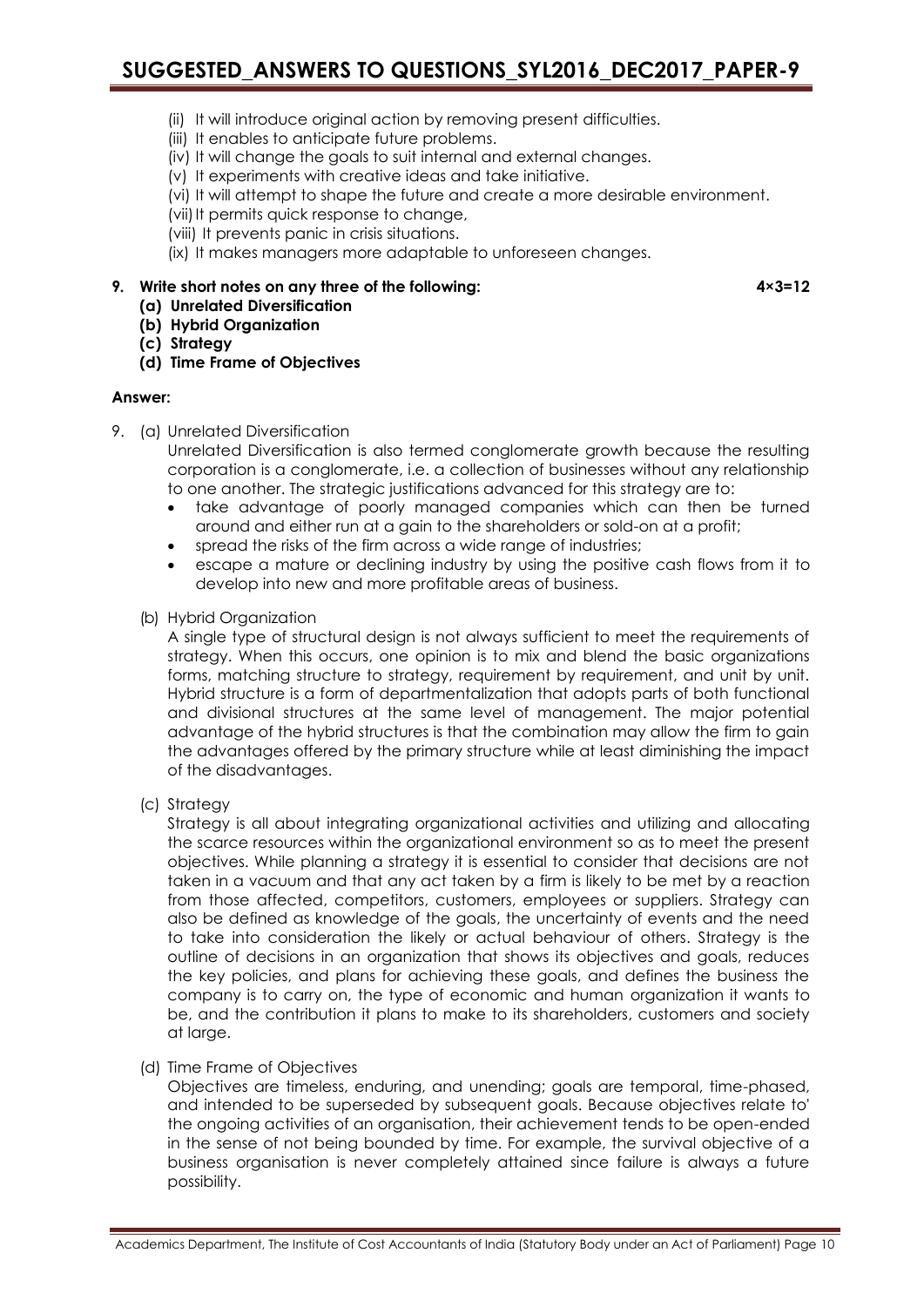(ii) It will introduce original action by removing present difficulties.

(iii) It enables to anticipate future problems.

(iv) It will change the goals to suit internal and external changes.

(v) It experiments with creative ideas and take initiative.

(vi) It will attempt to shape the future and create a more desirable environment.

(vii) It permits quick response to change,

(viii) It prevents panic in crisis situations.

(ix) It makes managers more adaptable to unforeseen changes.

**9. Write short notes on any three of the following: 4×3=12**

**(a) Unrelated Diversification**

**(b) Hybrid Organization**

**(c) Strategy**

**(d) Time Frame of Objectives**

**Answer:**

9. (a) Unrelated Diversification

Unrelated Diversification is also termed conglomerate growth because the resulting corporation is a conglomerate, i.e. a collection of businesses without any relationship to one another. The strategic justifications advanced for this strategy are to:

- take advantage of poorly managed companies which can then be turned around and either run at a gain to the shareholders or sold-on at a profit;
- spread the risks of the firm across a wide range of industries;
- escape a mature or declining industry by using the positive cash flows from it to develop into new and more profitable areas of business.

(b) Hybrid Organization

A single type of structural design is not always sufficient to meet the requirements of strategy. When this occurs, one opinion is to mix and blend the basic organizations forms, matching structure to strategy, requirement by requirement, and unit by unit. Hybrid structure is a form of departmentalization that adopts parts of both functional and divisional structures at the same level of management. The major potential advantage of the hybrid structures is that the combination may allow the firm to gain the advantages offered by the primary structure while at least diminishing the impact of the disadvantages.

(c) Strategy

Strategy is all about integrating organizational activities and utilizing and allocating the scarce resources within the organizational environment so as to meet the present objectives. While planning a strategy it is essential to consider that decisions are not taken in a vacuum and that any act taken by a firm is likely to be met by a reaction from those affected, competitors, customers, employees or suppliers. Strategy can also be defined as knowledge of the goals, the uncertainty of events and the need to take into consideration the likely or actual behaviour of others. Strategy is the outline of decisions in an organization that shows its objectives and goals, reduces the key policies, and plans for achieving these goals, and defines the business the company is to carry on, the type of economic and human organization it wants to be, and the contribution it plans to make to its shareholders, customers and society at large.

(d) Time Frame of Objectives

Objectives are timeless, enduring, and unending; goals are temporal, time-phased, and intended to be superseded by subsequent goals. Because objectives relate to' the ongoing activities of an organisation, their achievement tends to be open-ended in the sense of not being bounded by time. For example, the survival objective of a business organisation is never completely attained since failure is always a future possibility.